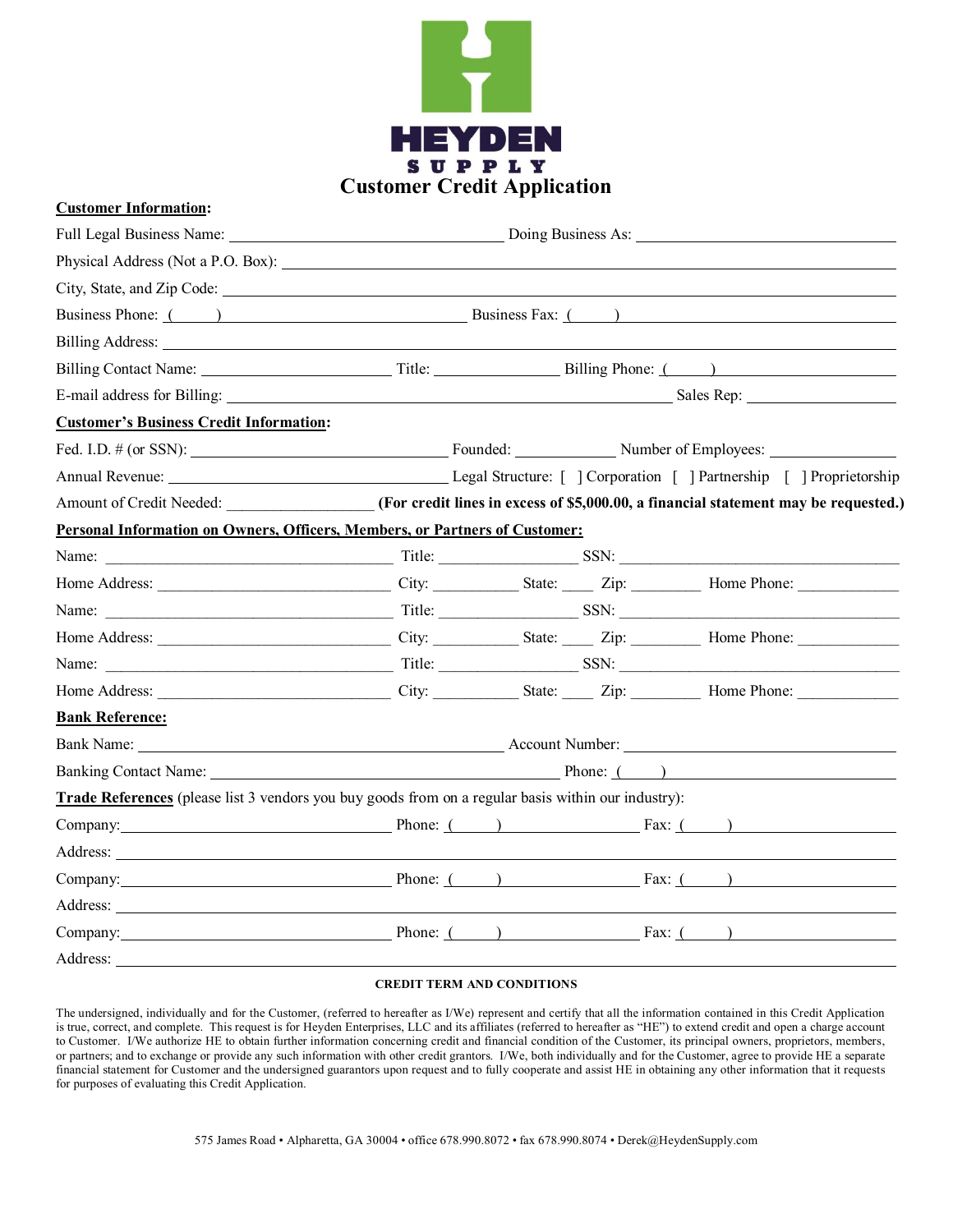HEYDEN
SUPPLY

# Customer Credit Application

**Customer Information:**

Full Legal Business Name: ______________________ Doing Business As: ______________________

Physical Address (Not a P.O. Box): ______________________

City, State, and Zip Code: ______________________

Business Phone: (    ) ______________________ Business Fax: (    ) ______________________

Billing Address: ______________________

Billing Contact Name: ______________ Title: ____________ Billing Phone: (    ) ______________

E-mail address for Billing: ______________________ Sales Rep: ______________

**Customer's Business Credit Information:**

Fed. I.D. # (or SSN): ______________________ Founded: __________ Number of Employees: ____________

Annual Revenue: ______________________ Legal Structure: [ ] Corporation [ ] Partnership [ ] Proprietorship

Amount of Credit Needed: __________________ **(For credit lines in excess of $5,000.00, a financial statement may be requested.)**

**Personal Information on Owners, Officers, Members, or Partners of Customer:**

Name: ______________________ Title: ________________ SSN: ______________________

Home Address: ______________________ City: __________ State: ____ Zip: ________ Home Phone: ____________

Name: ______________________ Title: ________________ SSN: ______________________

Home Address: ______________________ City: __________ State: ____ Zip: ________ Home Phone: ____________

Name: ______________________ Title: ________________ SSN: ______________________

Home Address: ______________________ City: __________ State: ____ Zip: ________ Home Phone: ____________

**Bank Reference:**

Bank Name: ______________________ Account Number: ______________________

Banking Contact Name: ______________________ Phone: (    ) ______________

**Trade References** (please list 3 vendors you buy goods from on a regular basis within our industry):

Company: ______________________ Phone: (    ) ______________ Fax: (    ) ______________

Address: ______________________

Company: ______________________ Phone: (    ) ______________ Fax: (    ) ______________

Address: ______________________

Company: ______________________ Phone: (    ) ______________ Fax: (    ) ______________

Address: ______________________

**CREDIT TERM AND CONDITIONS**

The undersigned, individually and for the Customer, (referred to hereafter as I/We) represent and certify that all the information contained in this Credit Application is true, correct, and complete. This request is for Heyden Enterprises, LLC and its affiliates (referred to hereafter as "HE") to extend credit and open a charge account to Customer. I/We authorize HE to obtain further information concerning credit and financial condition of the Customer, its principal owners, proprietors, members, or partners; and to exchange or provide any such information with other credit grantors. I/We, both individually and for the Customer, agree to provide HE a separate financial statement for Customer and the undersigned guarantors upon request and to fully cooperate and assist HE in obtaining any other information that it requests for purposes of evaluating this Credit Application.

575 James Road • Alpharetta, GA 30004 • office 678.990.8072 • fax 678.990.8074 • Derek@HeydenSupply.com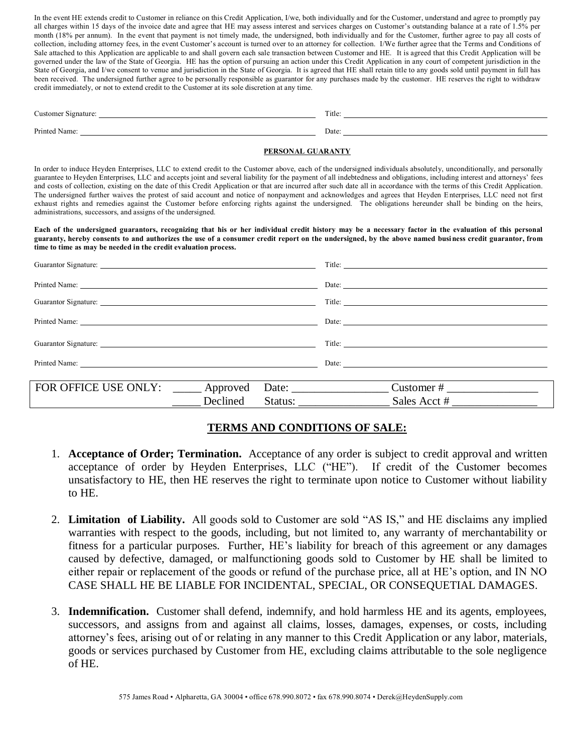In the event HE extends credit to Customer in reliance on this Credit Application, I/we, both individually and for the Customer, understand and agree to promptly pay all charges within 15 days of the invoice date and agree that HE may assess interest and services charges on Customer's outstanding balance at a rate of 1.5% per month (18% per annum). In the event that payment is not timely made, the undersigned, both individually and for the Customer, further agree to pay all costs of collection, including attorney fees, in the event Customer's account is turned over to an attorney for collection. I/We further agree that the Terms and Conditions of Sale attached to this Application are applicable to and shall govern each sale transaction between Customer and HE. It is agreed that this Credit Application will be governed under the law of the State of Georgia. HE has the option of pursuing an action under this Credit Application in any court of competent jurisdiction in the State of Georgia, and I/we consent to venue and jurisdiction in the State of Georgia. It is agreed that HE shall retain title to any goods sold until payment in full has been received. The undersigned further agree to be personally responsible as guarantor for any purchases made by the customer. HE reserves the right to withdraw credit immediately, or not to extend credit to the Customer at its sole discretion at any time.

Customer Signature: ______________________________ Title: ______________________________

Printed Name: ______________________________ Date: ______________________________

**PERSONAL GUARANTY**

In order to induce Heyden Enterprises, LLC to extend credit to the Customer above, each of the undersigned individuals absolutely, unconditionally, and personally guarantee to Heyden Enterprises, LLC and accepts joint and several liability for the payment of all indebtedness and obligations, including interest and attorneys' fees and costs of collection, existing on the date of this Credit Application or that are incurred after such date all in accordance with the terms of this Credit Application. The undersigned further waives the protest of said account and notice of nonpayment and acknowledges and agrees that Heyden Enterprises, LLC need not first exhaust rights and remedies against the Customer before enforcing rights against the undersigned. The obligations hereunder shall be binding on the heirs, administrations, successors, and assigns of the undersigned.

**Each of the undersigned guarantors, recognizing that his or her individual credit history may be a necessary factor in the evaluation of this personal guaranty, hereby consents to and authorizes the use of a consumer credit report on the undersigned, by the above named business credit guarantor, from time to time as may be needed in the credit evaluation process.**

Guarantor Signature: ______________________________ Title: ______________________________

Printed Name: ______________________________ Date: ______________________________

Guarantor Signature: ______________________________ Title: ______________________________

Printed Name: ______________________________ Date: ______________________________

Guarantor Signature: ______________________________ Title: ______________________________

Printed Name: ______________________________ Date: ______________________________

| | | | |
|---|---|---|---|
| FOR OFFICE USE ONLY: | _____ Approved | Date: ________________ | Customer # ________________ |
| | _____ Declined | Status: ________________ | Sales Acct # _______________ |

## TERMS AND CONDITIONS OF SALE:

1. **Acceptance of Order; Termination.** Acceptance of any order is subject to credit approval and written acceptance of order by Heyden Enterprises, LLC ("HE"). If credit of the Customer becomes unsatisfactory to HE, then HE reserves the right to terminate upon notice to Customer without liability to HE.

2. **Limitation of Liability.** All goods sold to Customer are sold "AS IS," and HE disclaims any implied warranties with respect to the goods, including, but not limited to, any warranty of merchantability or fitness for a particular purposes. Further, HE's liability for breach of this agreement or any damages caused by defective, damaged, or malfunctioning goods sold to Customer by HE shall be limited to either repair or replacement of the goods or refund of the purchase price, all at HE's option, and IN NO CASE SHALL HE BE LIABLE FOR INCIDENTAL, SPECIAL, OR CONSEQUETIAL DAMAGES.

3. **Indemnification.** Customer shall defend, indemnify, and hold harmless HE and its agents, employees, successors, and assigns from and against all claims, losses, damages, expenses, or costs, including attorney's fees, arising out of or relating in any manner to this Credit Application or any labor, materials, goods or services purchased by Customer from HE, excluding claims attributable to the sole negligence of HE.

575 James Road • Alpharetta, GA 30004 • office 678.990.8072 • fax 678.990.8074 • Derek@HeydenSupply.com